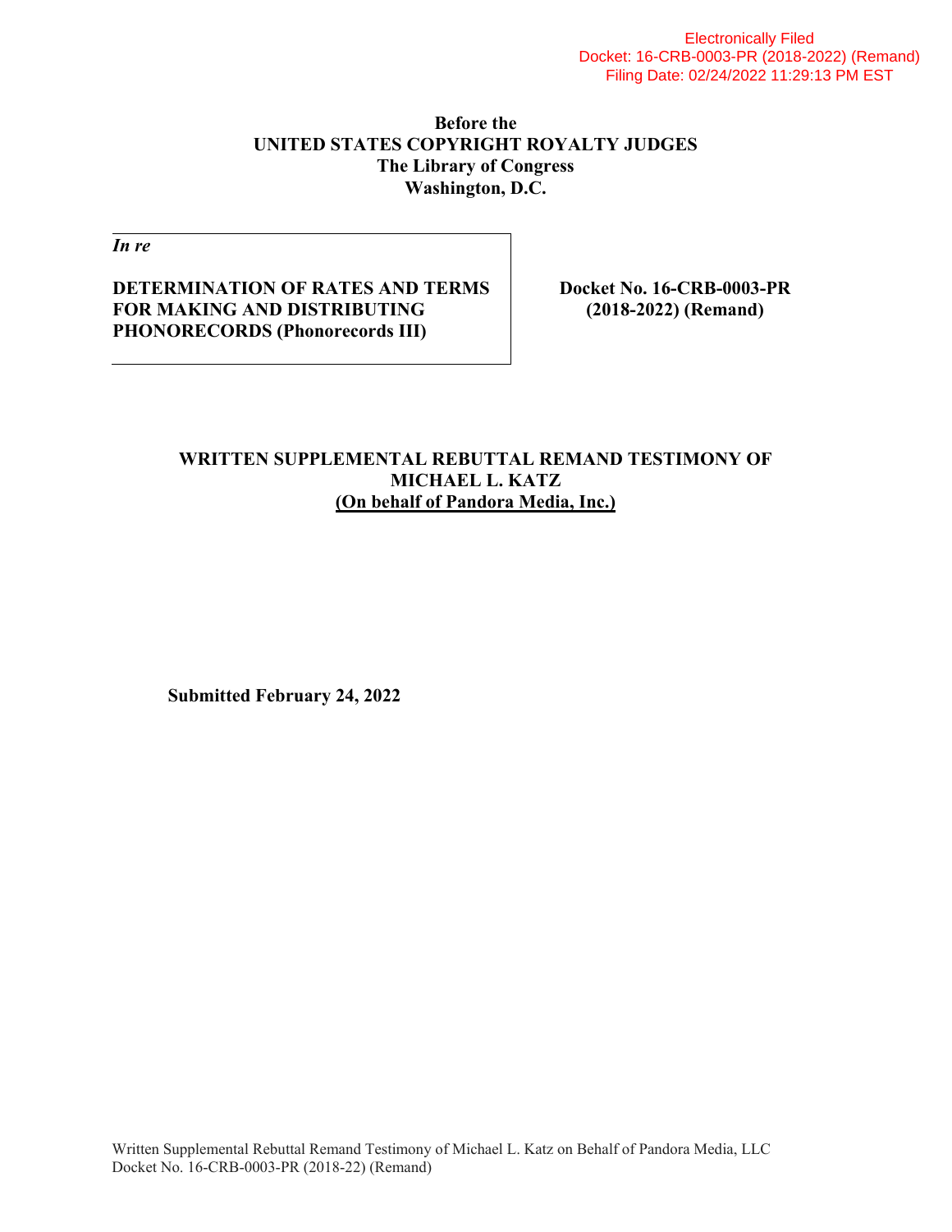Electronically Filed
Docket: 16-CRB-0003-PR (2018-2022) (Remand)
Filing Date: 02/24/2022 11:29:13 PM EST

**Before the**
**UNITED STATES COPYRIGHT ROYALTY JUDGES**
**The Library of Congress**
**Washington, D.C.**

| *In re* | |
|---|---|
| **DETERMINATION OF RATES AND TERMS FOR MAKING AND DISTRIBUTING PHONORECORDS (Phonorecords III)** | **Docket No. 16-CRB-0003-PR (2018-2022) (Remand)** |

# WRITTEN SUPPLEMENTAL REBUTTAL REMAND TESTIMONY OF MICHAEL L. KATZ

**(On behalf of Pandora Media, Inc.)**

**Submitted February 24, 2022**

Written Supplemental Rebuttal Remand Testimony of Michael L. Katz on Behalf of Pandora Media, LLC
Docket No. 16-CRB-0003-PR (2018-22) (Remand)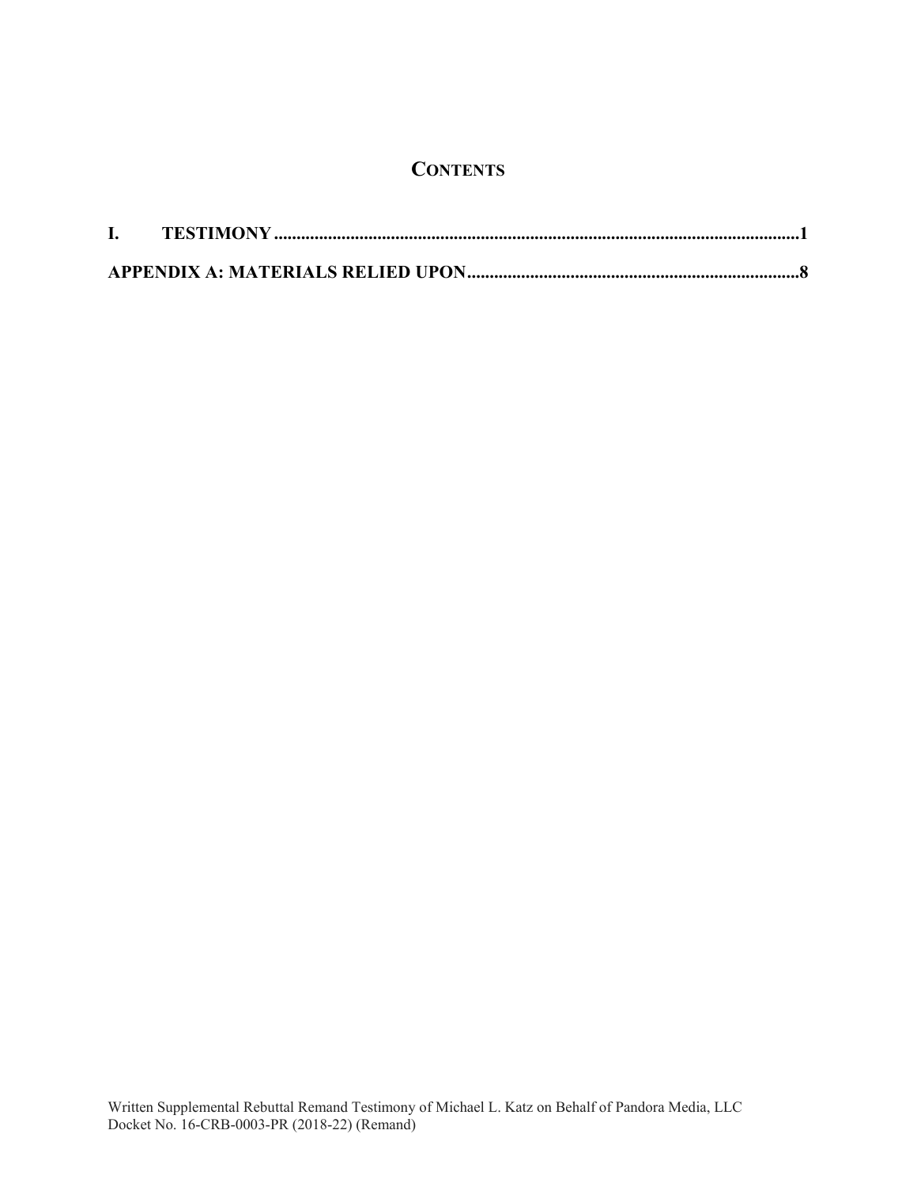# CONTENTS

**I. TESTIMONY ......................................................................................................................1**

**APPENDIX A: MATERIALS RELIED UPON..........................................................................8**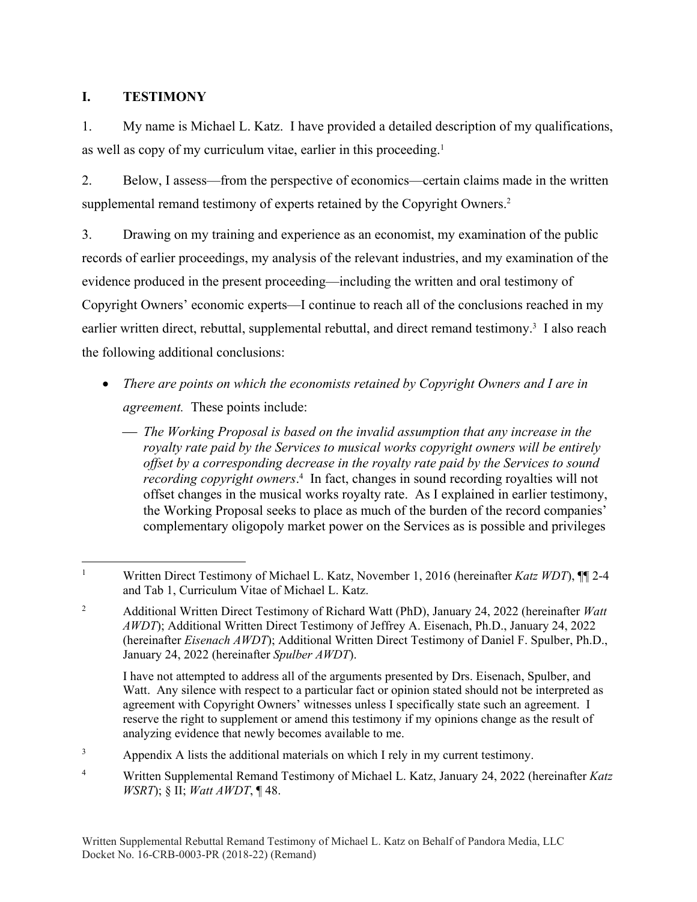## I. TESTIMONY

1. My name is Michael L. Katz. I have provided a detailed description of my qualifications, as well as copy of my curriculum vitae, earlier in this proceeding.[1]

2. Below, I assess—from the perspective of economics—certain claims made in the written supplemental remand testimony of experts retained by the Copyright Owners.[2]

3. Drawing on my training and experience as an economist, my examination of the public records of earlier proceedings, my analysis of the relevant industries, and my examination of the evidence produced in the present proceeding—including the written and oral testimony of Copyright Owners' economic experts—I continue to reach all of the conclusions reached in my earlier written direct, rebuttal, supplemental rebuttal, and direct remand testimony.[3] I also reach the following additional conclusions:

- *There are points on which the economists retained by Copyright Owners and I are in agreement.* These points include:
  - *The Working Proposal is based on the invalid assumption that any increase in the royalty rate paid by the Services to musical works copyright owners will be entirely offset by a corresponding decrease in the royalty rate paid by the Services to sound recording copyright owners*.[4] In fact, changes in sound recording royalties will not offset changes in the musical works royalty rate. As I explained in earlier testimony, the Working Proposal seeks to place as much of the burden of the record companies' complementary oligopoly market power on the Services as is possible and privileges

---

[1] Written Direct Testimony of Michael L. Katz, November 1, 2016 (hereinafter *Katz WDT*), ¶¶ 2-4 and Tab 1, Curriculum Vitae of Michael L. Katz.

[2] Additional Written Direct Testimony of Richard Watt (PhD), January 24, 2022 (hereinafter *Watt AWDT*); Additional Written Direct Testimony of Jeffrey A. Eisenach, Ph.D., January 24, 2022 (hereinafter *Eisenach AWDT*); Additional Written Direct Testimony of Daniel F. Spulber, Ph.D., January 24, 2022 (hereinafter *Spulber AWDT*).

I have not attempted to address all of the arguments presented by Drs. Eisenach, Spulber, and Watt. Any silence with respect to a particular fact or opinion stated should not be interpreted as agreement with Copyright Owners' witnesses unless I specifically state such an agreement. I reserve the right to supplement or amend this testimony if my opinions change as the result of analyzing evidence that newly becomes available to me.

[3] Appendix A lists the additional materials on which I rely in my current testimony.

[4] Written Supplemental Remand Testimony of Michael L. Katz, January 24, 2022 (hereinafter *Katz WSRT*); § II; *Watt AWDT*, ¶ 48.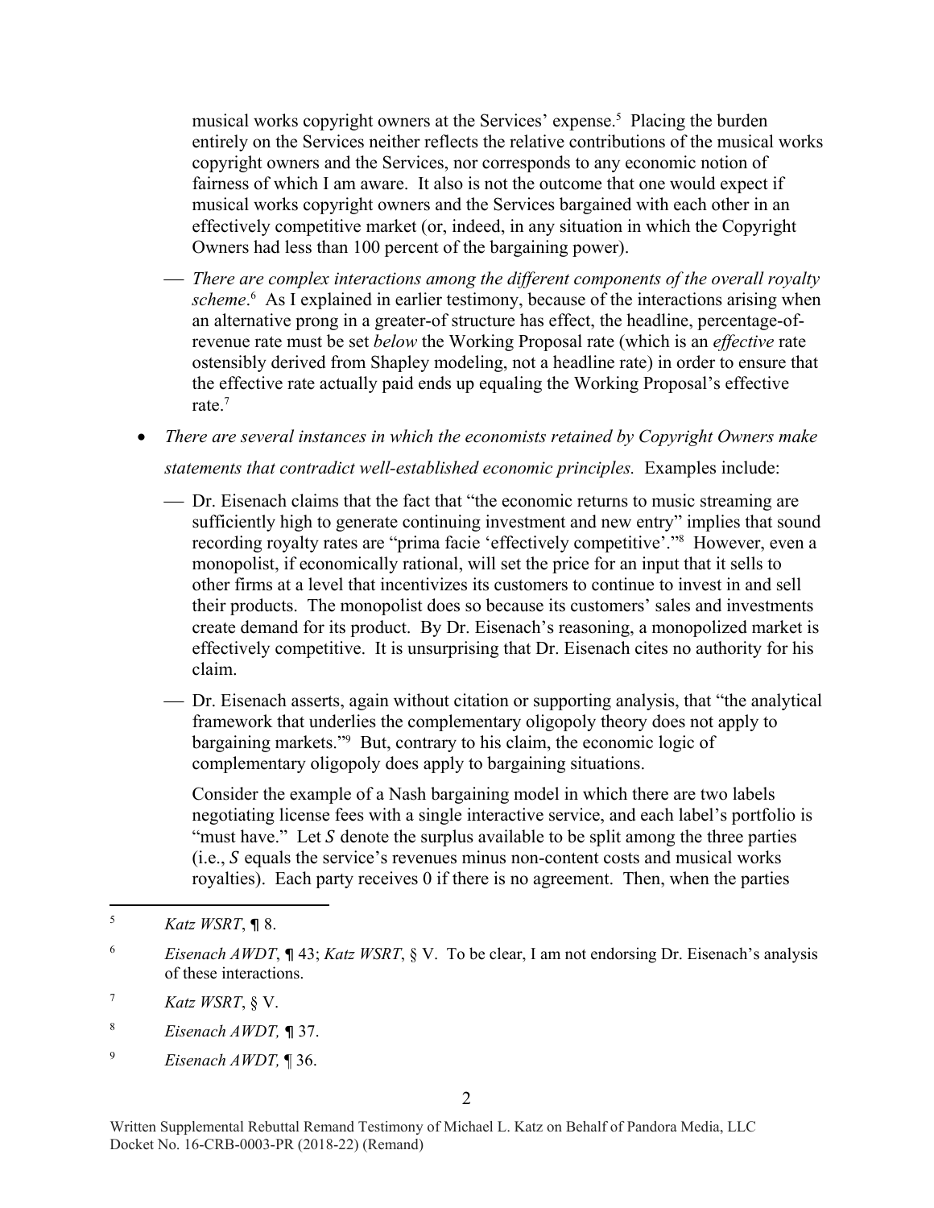musical works copyright owners at the Services' expense.[5] Placing the burden entirely on the Services neither reflects the relative contributions of the musical works copyright owners and the Services, nor corresponds to any economic notion of fairness of which I am aware. It also is not the outcome that one would expect if musical works copyright owners and the Services bargained with each other in an effectively competitive market (or, indeed, in any situation in which the Copyright Owners had less than 100 percent of the bargaining power).

— *There are complex interactions among the different components of the overall royalty scheme*.[6] As I explained in earlier testimony, because of the interactions arising when an alternative prong in a greater-of structure has effect, the headline, percentage-of-revenue rate must be set *below* the Working Proposal rate (which is an *effective* rate ostensibly derived from Shapley modeling, not a headline rate) in order to ensure that the effective rate actually paid ends up equaling the Working Proposal's effective rate.[7]

- *There are several instances in which the economists retained by Copyright Owners make statements that contradict well-established economic principles.* Examples include:

  — Dr. Eisenach claims that the fact that "the economic returns to music streaming are sufficiently high to generate continuing investment and new entry" implies that sound recording royalty rates are "prima facie 'effectively competitive'."[8] However, even a monopolist, if economically rational, will set the price for an input that it sells to other firms at a level that incentivizes its customers to continue to invest in and sell their products. The monopolist does so because its customers' sales and investments create demand for its product. By Dr. Eisenach's reasoning, a monopolized market is effectively competitive. It is unsurprising that Dr. Eisenach cites no authority for his claim.

  — Dr. Eisenach asserts, again without citation or supporting analysis, that "the analytical framework that underlies the complementary oligopoly theory does not apply to bargaining markets."[9] But, contrary to his claim, the economic logic of complementary oligopoly does apply to bargaining situations.

  Consider the example of a Nash bargaining model in which there are two labels negotiating license fees with a single interactive service, and each label's portfolio is "must have." Let $S$ denote the surplus available to be split among the three parties (i.e., $S$ equals the service's revenues minus non-content costs and musical works royalties). Each party receives 0 if there is no agreement. Then, when the parties

---

[5] *Katz WSRT*, ¶ 8.

[6] *Eisenach AWDT*, ¶ 43; *Katz WSRT*, § V. To be clear, I am not endorsing Dr. Eisenach's analysis of these interactions.

[7] *Katz WSRT*, § V.

[8] *Eisenach AWDT,* ¶ 37.

[9] *Eisenach AWDT,* ¶ 36.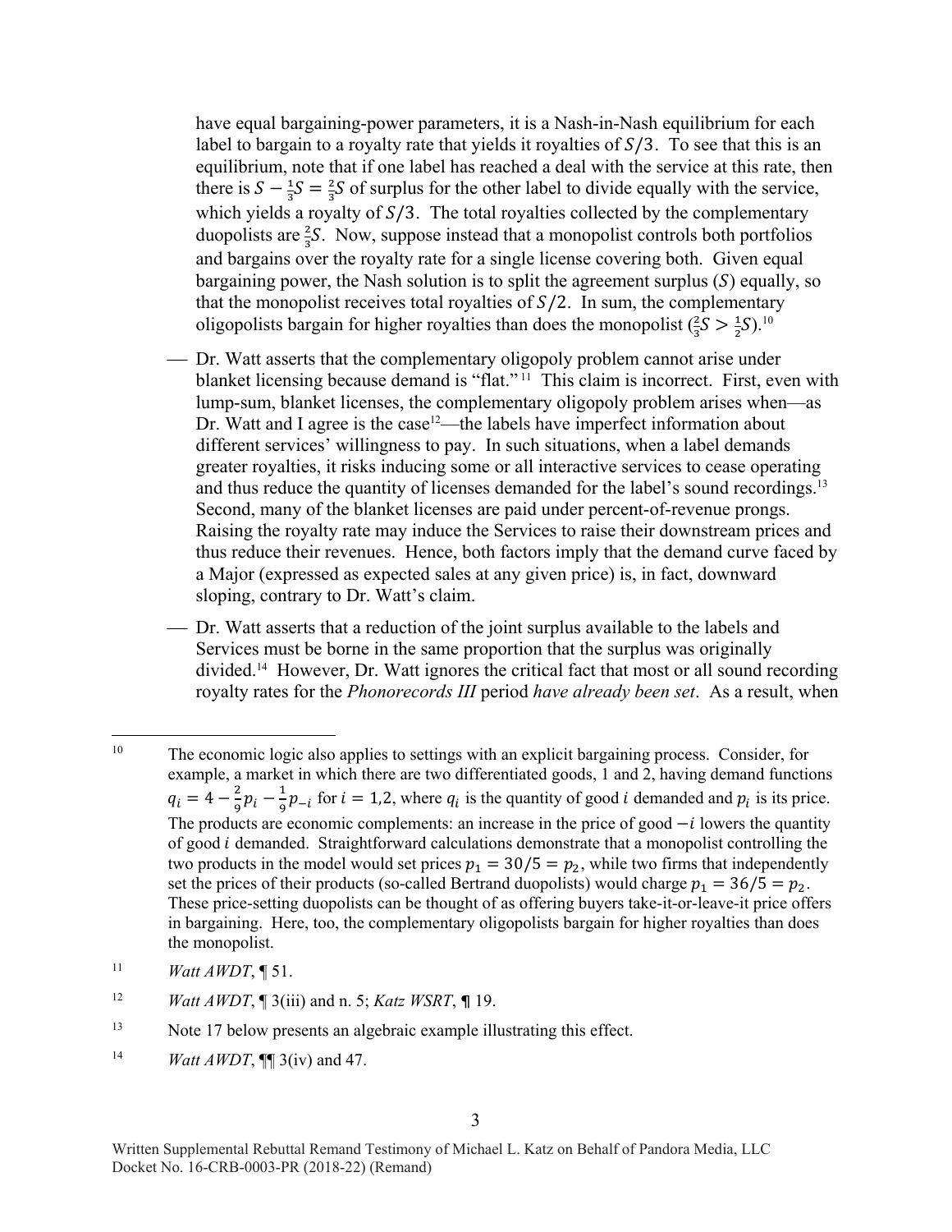have equal bargaining-power parameters, it is a Nash-in-Nash equilibrium for each label to bargain to a royalty rate that yields it royalties of $S/3$. To see that this is an equilibrium, note that if one label has reached a deal with the service at this rate, then there is $S - \frac{1}{3}S = \frac{2}{3}S$ of surplus for the other label to divide equally with the service, which yields a royalty of $S/3$. The total royalties collected by the complementary duopolists are $\frac{2}{3}S$. Now, suppose instead that a monopolist controls both portfolios and bargains over the royalty rate for a single license covering both. Given equal bargaining power, the Nash solution is to split the agreement surplus ($S$) equally, so that the monopolist receives total royalties of $S/2$. In sum, the complementary oligopolists bargain for higher royalties than does the monopolist ($\frac{2}{3}S > \frac{1}{2}S$).[10]

- Dr. Watt asserts that the complementary oligopoly problem cannot arise under blanket licensing because demand is "flat."[11] This claim is incorrect. First, even with lump-sum, blanket licenses, the complementary oligopoly problem arises when—as Dr. Watt and I agree is the case[12]—the labels have imperfect information about different services' willingness to pay. In such situations, when a label demands greater royalties, it risks inducing some or all interactive services to cease operating and thus reduce the quantity of licenses demanded for the label's sound recordings.[13] Second, many of the blanket licenses are paid under percent-of-revenue prongs. Raising the royalty rate may induce the Services to raise their downstream prices and thus reduce their revenues. Hence, both factors imply that the demand curve faced by a Major (expressed as expected sales at any given price) is, in fact, downward sloping, contrary to Dr. Watt's claim.

- Dr. Watt asserts that a reduction of the joint surplus available to the labels and Services must be borne in the same proportion that the surplus was originally divided.[14] However, Dr. Watt ignores the critical fact that most or all sound recording royalty rates for the *Phonorecords III* period *have already been set*. As a result, when

---

[10] The economic logic also applies to settings with an explicit bargaining process. Consider, for example, a market in which there are two differentiated goods, 1 and 2, having demand functions $q_i = 4 - \frac{2}{9}p_i - \frac{1}{9}p_{-i}$ for $i = 1,2$, where $q_i$ is the quantity of good $i$ demanded and $p_i$ is its price. The products are economic complements: an increase in the price of good $-i$ lowers the quantity of good $i$ demanded. Straightforward calculations demonstrate that a monopolist controlling the two products in the model would set prices $p_1 = 30/5 = p_2$, while two firms that independently set the prices of their products (so-called Bertrand duopolists) would charge $p_1 = 36/5 = p_2$. These price-setting duopolists can be thought of as offering buyers take-it-or-leave-it price offers in bargaining. Here, too, the complementary oligopolists bargain for higher royalties than does the monopolist.

[11] *Watt AWDT*, ¶ 51.

[12] *Watt AWDT*, ¶ 3(iii) and n. 5; *Katz WSRT*, ¶ 19.

[13] Note 17 below presents an algebraic example illustrating this effect.

[14] *Watt AWDT*, ¶¶ 3(iv) and 47.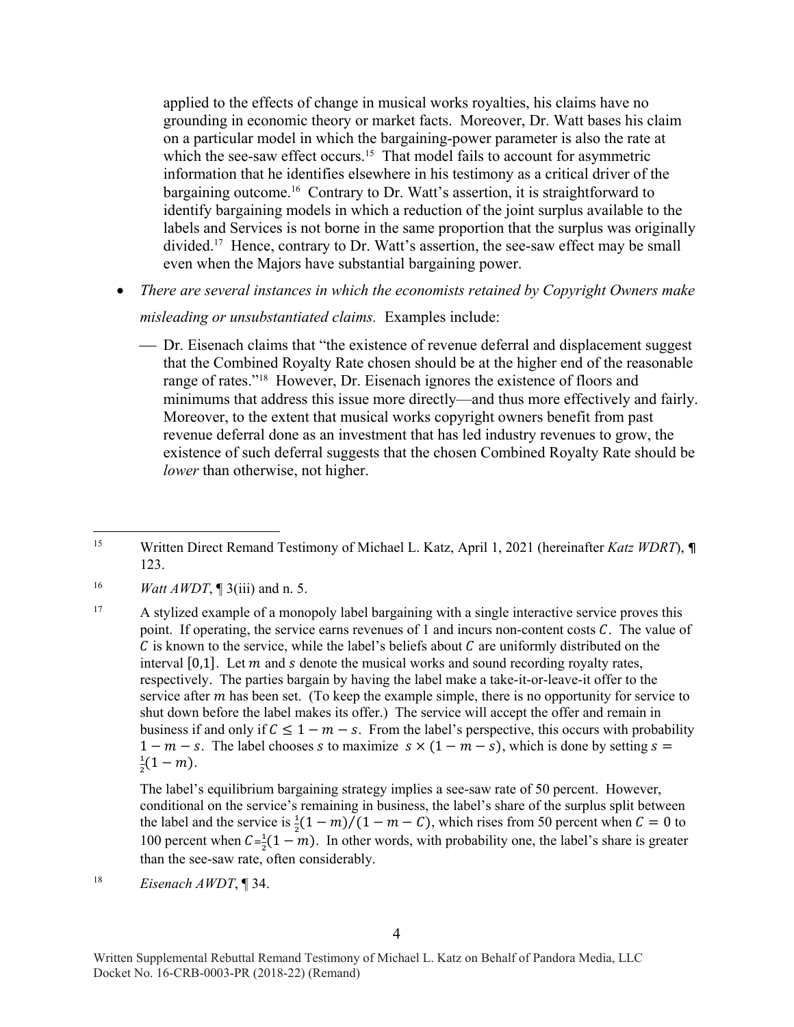applied to the effects of change in musical works royalties, his claims have no grounding in economic theory or market facts. Moreover, Dr. Watt bases his claim on a particular model in which the bargaining-power parameter is also the rate at which the see-saw effect occurs.[15] That model fails to account for asymmetric information that he identifies elsewhere in his testimony as a critical driver of the bargaining outcome.[16] Contrary to Dr. Watt's assertion, it is straightforward to identify bargaining models in which a reduction of the joint surplus available to the labels and Services is not borne in the same proportion that the surplus was originally divided.[17] Hence, contrary to Dr. Watt's assertion, the see-saw effect may be small even when the Majors have substantial bargaining power.

- *There are several instances in which the economists retained by Copyright Owners make misleading or unsubstantiated claims.* Examples include:

  — Dr. Eisenach claims that "the existence of revenue deferral and displacement suggest that the Combined Royalty Rate chosen should be at the higher end of the reasonable range of rates."[18] However, Dr. Eisenach ignores the existence of floors and minimums that address this issue more directly—and thus more effectively and fairly. Moreover, to the extent that musical works copyright owners benefit from past revenue deferral done as an investment that has led industry revenues to grow, the existence of such deferral suggests that the chosen Combined Royalty Rate should be *lower* than otherwise, not higher.

---

[15] Written Direct Remand Testimony of Michael L. Katz, April 1, 2021 (hereinafter *Katz WDRT*), ¶ 123.

[16] *Watt AWDT*, ¶ 3(iii) and n. 5.

[17] A stylized example of a monopoly label bargaining with a single interactive service proves this point. If operating, the service earns revenues of 1 and incurs non-content costs $C$. The value of $C$ is known to the service, while the label's beliefs about $C$ are uniformly distributed on the interval $[0,1]$. Let $m$ and $s$ denote the musical works and sound recording royalty rates, respectively. The parties bargain by having the label make a take-it-or-leave-it offer to the service after $m$ has been set. (To keep the example simple, there is no opportunity for service to shut down before the label makes its offer.) The service will accept the offer and remain in business if and only if $C \leq 1 - m - s$. From the label's perspective, this occurs with probability $1 - m - s$. The label chooses $s$ to maximize $s \times (1 - m - s)$, which is done by setting $s = \frac{1}{2}(1 - m)$.

The label's equilibrium bargaining strategy implies a see-saw rate of 50 percent. However, conditional on the service's remaining in business, the label's share of the surplus split between the label and the service is $\frac{1}{2}(1 - m)/(1 - m - C)$, which rises from 50 percent when $C = 0$ to 100 percent when $C = \frac{1}{2}(1 - m)$. In other words, with probability one, the label's share is greater than the see-saw rate, often considerably.

[18] *Eisenach AWDT*, ¶ 34.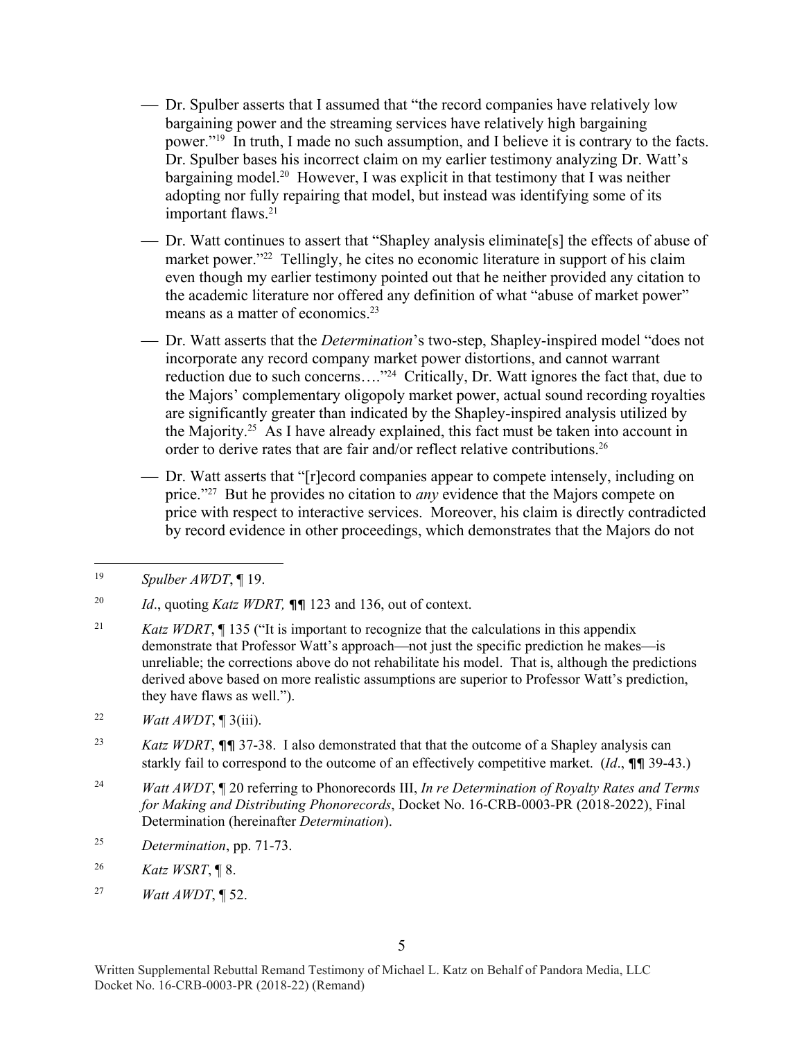- Dr. Spulber asserts that I assumed that "the record companies have relatively low bargaining power and the streaming services have relatively high bargaining power."[19] In truth, I made no such assumption, and I believe it is contrary to the facts. Dr. Spulber bases his incorrect claim on my earlier testimony analyzing Dr. Watt's bargaining model.[20] However, I was explicit in that testimony that I was neither adopting nor fully repairing that model, but instead was identifying some of its important flaws.[21]

- Dr. Watt continues to assert that "Shapley analysis eliminate[s] the effects of abuse of market power."[22] Tellingly, he cites no economic literature in support of his claim even though my earlier testimony pointed out that he neither provided any citation to the academic literature nor offered any definition of what "abuse of market power" means as a matter of economics.[23]

- Dr. Watt asserts that the *Determination*'s two-step, Shapley-inspired model "does not incorporate any record company market power distortions, and cannot warrant reduction due to such concerns…."[24] Critically, Dr. Watt ignores the fact that, due to the Majors' complementary oligopoly market power, actual sound recording royalties are significantly greater than indicated by the Shapley-inspired analysis utilized by the Majority.[25] As I have already explained, this fact must be taken into account in order to derive rates that are fair and/or reflect relative contributions.[26]

- Dr. Watt asserts that "[r]ecord companies appear to compete intensely, including on price."[27] But he provides no citation to *any* evidence that the Majors compete on price with respect to interactive services. Moreover, his claim is directly contradicted by record evidence in other proceedings, which demonstrates that the Majors do not

---

[19] *Spulber AWDT*, ¶ 19.

[20] *Id*., quoting *Katz WDRT,* ¶¶ 123 and 136, out of context.

[21] *Katz WDRT*, ¶ 135 ("It is important to recognize that the calculations in this appendix demonstrate that Professor Watt's approach—not just the specific prediction he makes—is unreliable; the corrections above do not rehabilitate his model. That is, although the predictions derived above based on more realistic assumptions are superior to Professor Watt's prediction, they have flaws as well.").

[22] *Watt AWDT*, ¶ 3(iii).

[23] *Katz WDRT*, ¶¶ 37-38. I also demonstrated that that the outcome of a Shapley analysis can starkly fail to correspond to the outcome of an effectively competitive market. (*Id*., ¶¶ 39-43.)

[24] *Watt AWDT*, ¶ 20 referring to Phonorecords III, *In re Determination of Royalty Rates and Terms for Making and Distributing Phonorecords*, Docket No. 16-CRB-0003-PR (2018-2022), Final Determination (hereinafter *Determination*).

[25] *Determination*, pp. 71-73.

[26] *Katz WSRT*, ¶ 8.

[27] *Watt AWDT*, ¶ 52.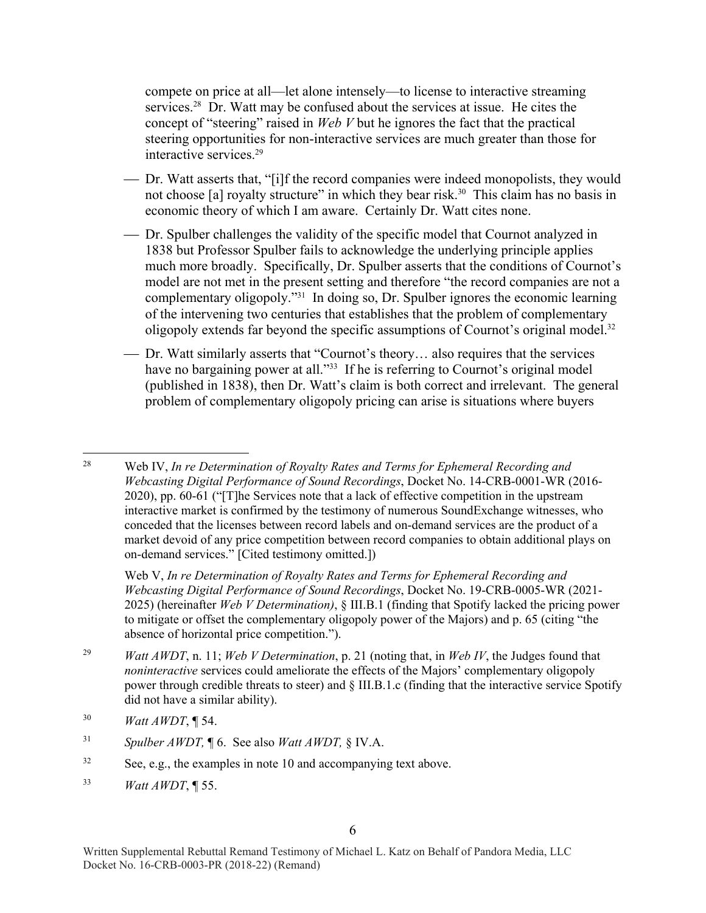compete on price at all—let alone intensely—to license to interactive streaming services.[28] Dr. Watt may be confused about the services at issue. He cites the concept of "steering" raised in *Web V* but he ignores the fact that the practical steering opportunities for non-interactive services are much greater than those for interactive services.[29]

- Dr. Watt asserts that, "[i]f the record companies were indeed monopolists, they would not choose [a] royalty structure" in which they bear risk.[30] This claim has no basis in economic theory of which I am aware. Certainly Dr. Watt cites none.
- Dr. Spulber challenges the validity of the specific model that Cournot analyzed in 1838 but Professor Spulber fails to acknowledge the underlying principle applies much more broadly. Specifically, Dr. Spulber asserts that the conditions of Cournot's model are not met in the present setting and therefore "the record companies are not a complementary oligopoly."[31] In doing so, Dr. Spulber ignores the economic learning of the intervening two centuries that establishes that the problem of complementary oligopoly extends far beyond the specific assumptions of Cournot's original model.[32]
- Dr. Watt similarly asserts that "Cournot's theory… also requires that the services have no bargaining power at all."[33] If he is referring to Cournot's original model (published in 1838), then Dr. Watt's claim is both correct and irrelevant. The general problem of complementary oligopoly pricing can arise is situations where buyers

---

[28] Web IV, *In re Determination of Royalty Rates and Terms for Ephemeral Recording and Webcasting Digital Performance of Sound Recordings*, Docket No. 14-CRB-0001-WR (2016-2020), pp. 60-61 ("[T]he Services note that a lack of effective competition in the upstream interactive market is confirmed by the testimony of numerous SoundExchange witnesses, who conceded that the licenses between record labels and on-demand services are the product of a market devoid of any price competition between record companies to obtain additional plays on on-demand services." [Cited testimony omitted.])

Web V, *In re Determination of Royalty Rates and Terms for Ephemeral Recording and Webcasting Digital Performance of Sound Recordings*, Docket No. 19-CRB-0005-WR (2021-2025) (hereinafter *Web V Determination)*, § III.B.1 (finding that Spotify lacked the pricing power to mitigate or offset the complementary oligopoly power of the Majors) and p. 65 (citing "the absence of horizontal price competition.").

[29] *Watt AWDT*, n. 11; *Web V Determination*, p. 21 (noting that, in *Web IV*, the Judges found that *noninteractive* services could ameliorate the effects of the Majors' complementary oligopoly power through credible threats to steer) and § III.B.1.c (finding that the interactive service Spotify did not have a similar ability).

[30] *Watt AWDT*, ¶ 54.

[31] *Spulber AWDT,* ¶ 6. See also *Watt AWDT,* § IV.A.

[32] See, e.g., the examples in note 10 and accompanying text above.

[33] *Watt AWDT*, ¶ 55.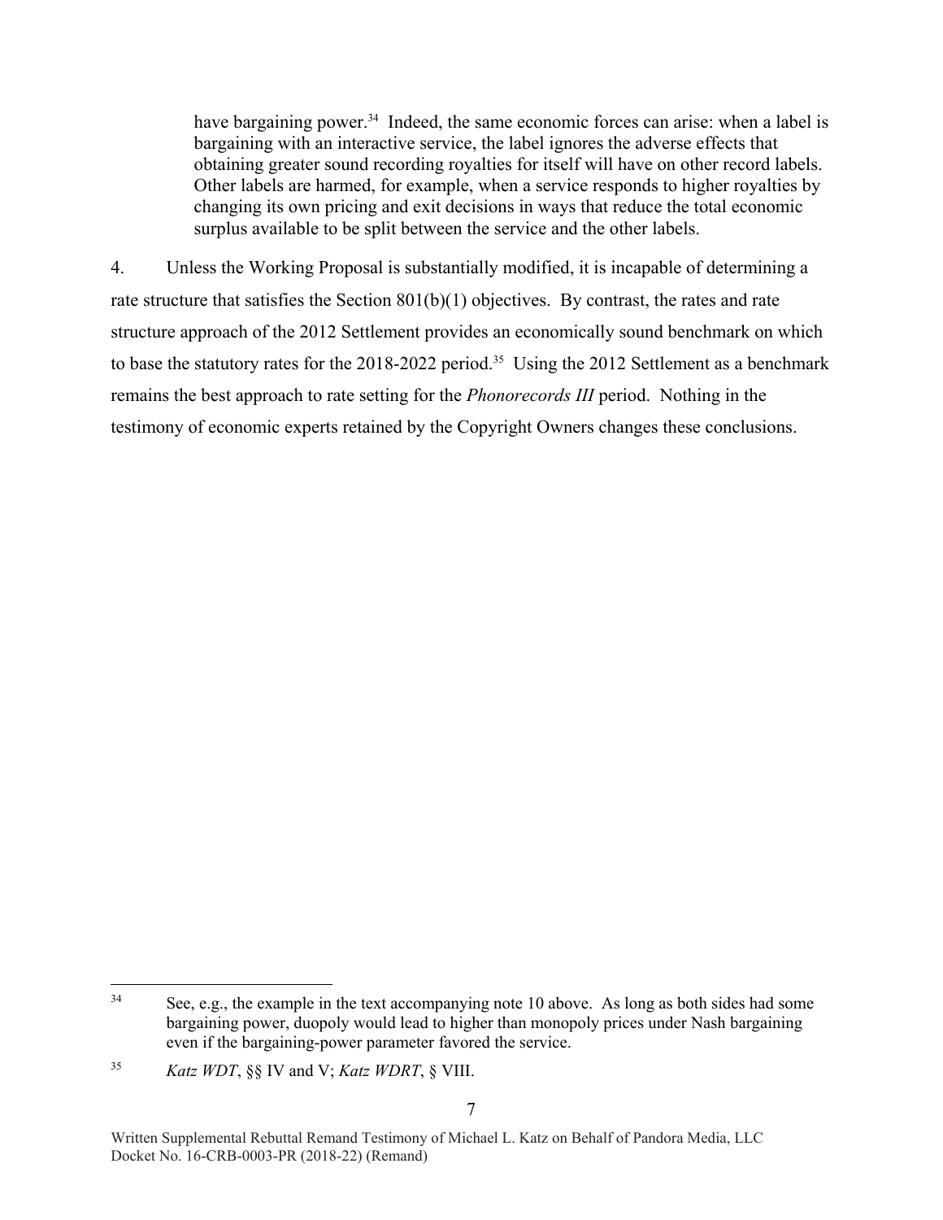> have bargaining power.[34] Indeed, the same economic forces can arise: when a label is bargaining with an interactive service, the label ignores the adverse effects that obtaining greater sound recording royalties for itself will have on other record labels. Other labels are harmed, for example, when a service responds to higher royalties by changing its own pricing and exit decisions in ways that reduce the total economic surplus available to be split between the service and the other labels.

4. Unless the Working Proposal is substantially modified, it is incapable of determining a rate structure that satisfies the Section 801(b)(1) objectives. By contrast, the rates and rate structure approach of the 2012 Settlement provides an economically sound benchmark on which to base the statutory rates for the 2018-2022 period.[35] Using the 2012 Settlement as a benchmark remains the best approach to rate setting for the *Phonorecords III* period. Nothing in the testimony of economic experts retained by the Copyright Owners changes these conclusions.

---

[34] See, e.g., the example in the text accompanying note 10 above. As long as both sides had some bargaining power, duopoly would lead to higher than monopoly prices under Nash bargaining even if the bargaining-power parameter favored the service.

[35] *Katz WDT*, §§ IV and V; *Katz WDRT*, § VIII.

Written Supplemental Rebuttal Remand Testimony of Michael L. Katz on Behalf of Pandora Media, LLC
Docket No. 16-CRB-0003-PR (2018-22) (Remand)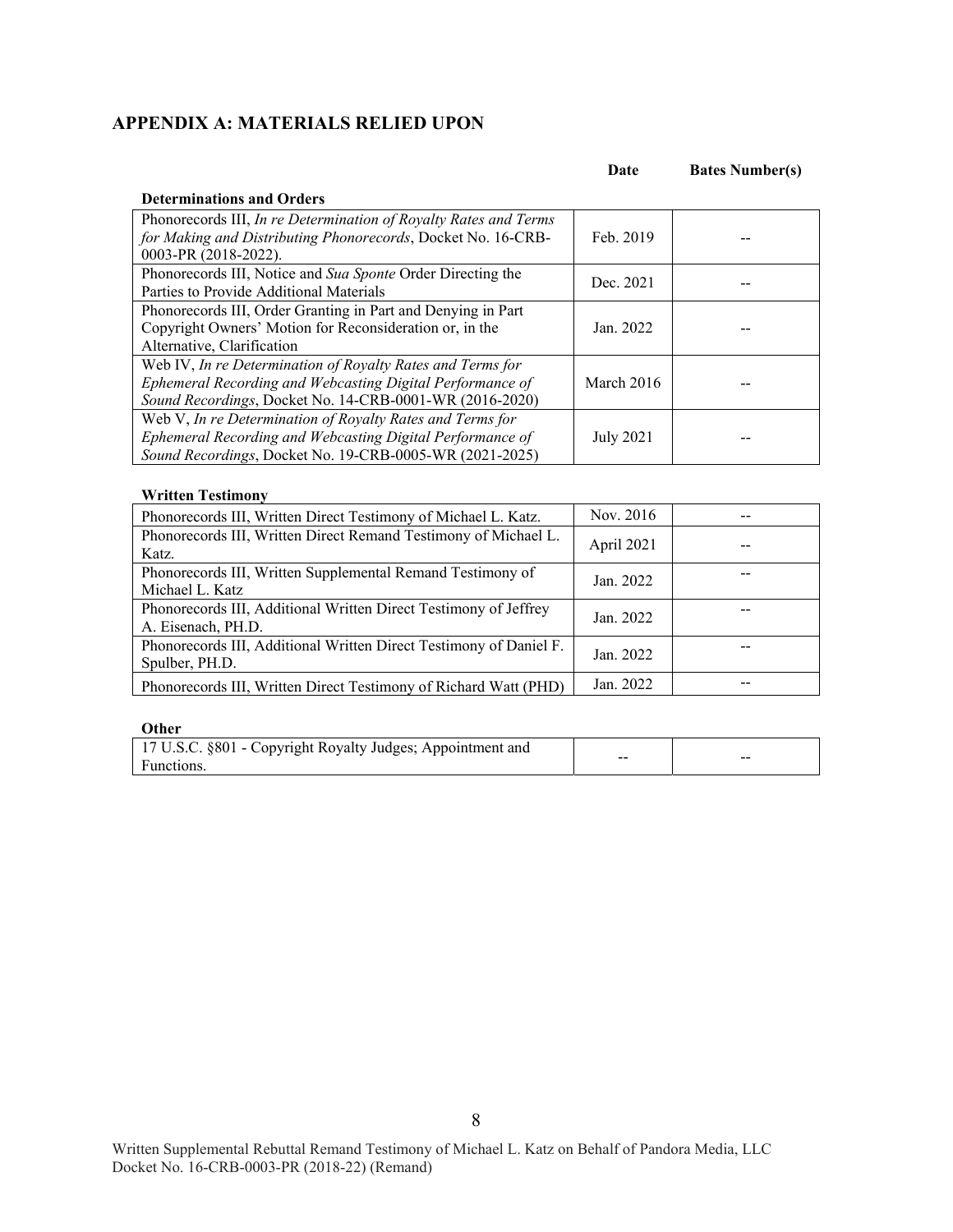## APPENDIX A: MATERIALS RELIED UPON

| | Date | Bates Number(s) |
|---|---|---|
| **Determinations and Orders** | | |
| Phonorecords III, *In re Determination of Royalty Rates and Terms for Making and Distributing Phonorecords*, Docket No. 16-CRB-0003-PR (2018-2022). | Feb. 2019 | -- |
| Phonorecords III, Notice and *Sua Sponte* Order Directing the Parties to Provide Additional Materials | Dec. 2021 | -- |
| Phonorecords III, Order Granting in Part and Denying in Part Copyright Owners' Motion for Reconsideration or, in the Alternative, Clarification | Jan. 2022 | -- |
| Web IV, *In re Determination of Royalty Rates and Terms for Ephemeral Recording and Webcasting Digital Performance of Sound Recordings*, Docket No. 14-CRB-0001-WR (2016-2020) | March 2016 | -- |
| Web V, *In re Determination of Royalty Rates and Terms for Ephemeral Recording and Webcasting Digital Performance of Sound Recordings*, Docket No. 19-CRB-0005-WR (2021-2025) | July 2021 | -- |
| **Written Testimony** | | |
| Phonorecords III, Written Direct Testimony of Michael L. Katz. | Nov. 2016 | -- |
| Phonorecords III, Written Direct Remand Testimony of Michael L. Katz. | April 2021 | -- |
| Phonorecords III, Written Supplemental Remand Testimony of Michael L. Katz | Jan. 2022 | -- |
| Phonorecords III, Additional Written Direct Testimony of Jeffrey A. Eisenach, PH.D. | Jan. 2022 | -- |
| Phonorecords III, Additional Written Direct Testimony of Daniel F. Spulber, PH.D. | Jan. 2022 | -- |
| Phonorecords III, Written Direct Testimony of Richard Watt (PHD) | Jan. 2022 | -- |
| **Other** | | |
| 17 U.S.C. §801 - Copyright Royalty Judges; Appointment and Functions. | -- | -- |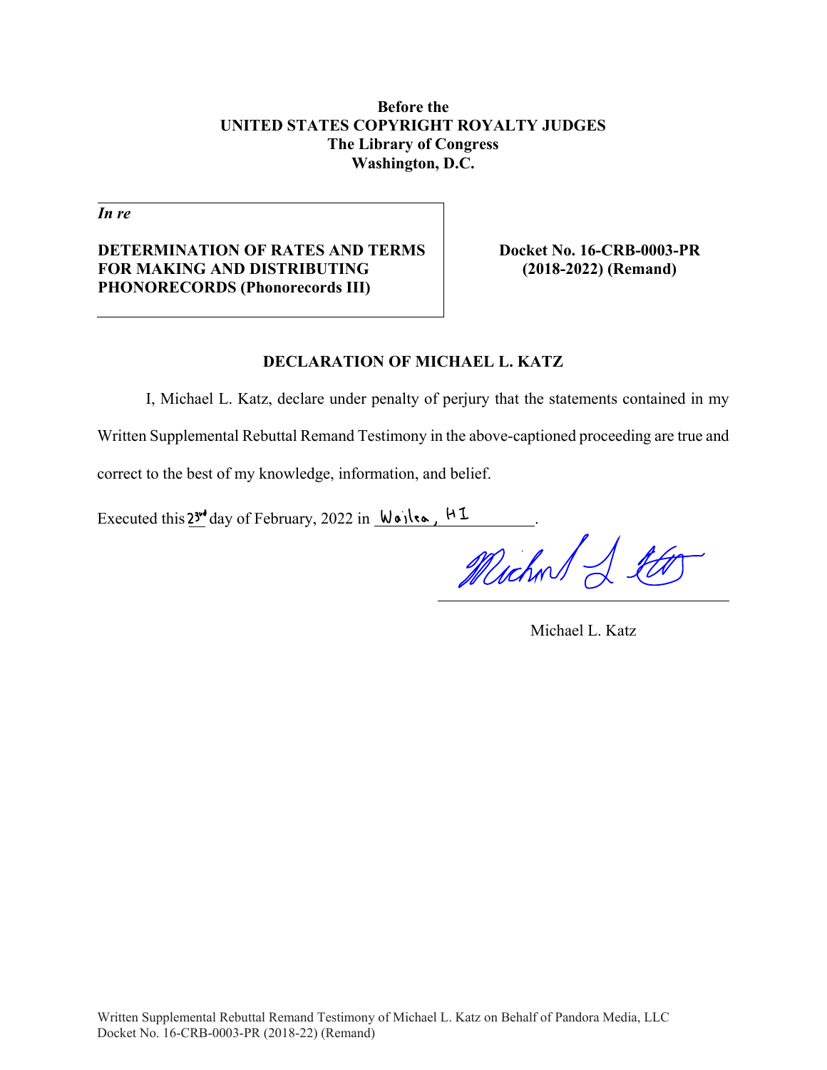**Before the**
**UNITED STATES COPYRIGHT ROYALTY JUDGES**
**The Library of Congress**
**Washington, D.C.**

| *In re* | |
|---|---|
| **DETERMINATION OF RATES AND TERMS FOR MAKING AND DISTRIBUTING PHONORECORDS (Phonorecords III)** | **Docket No. 16-CRB-0003-PR (2018-2022) (Remand)** |

**DECLARATION OF MICHAEL L. KATZ**

I, Michael L. Katz, declare under penalty of perjury that the statements contained in my Written Supplemental Rebuttal Remand Testimony in the above-captioned proceeding are true and correct to the best of my knowledge, information, and belief.

Executed this 23rd day of February, 2022 in Wailea, HI.

Michael L. Katz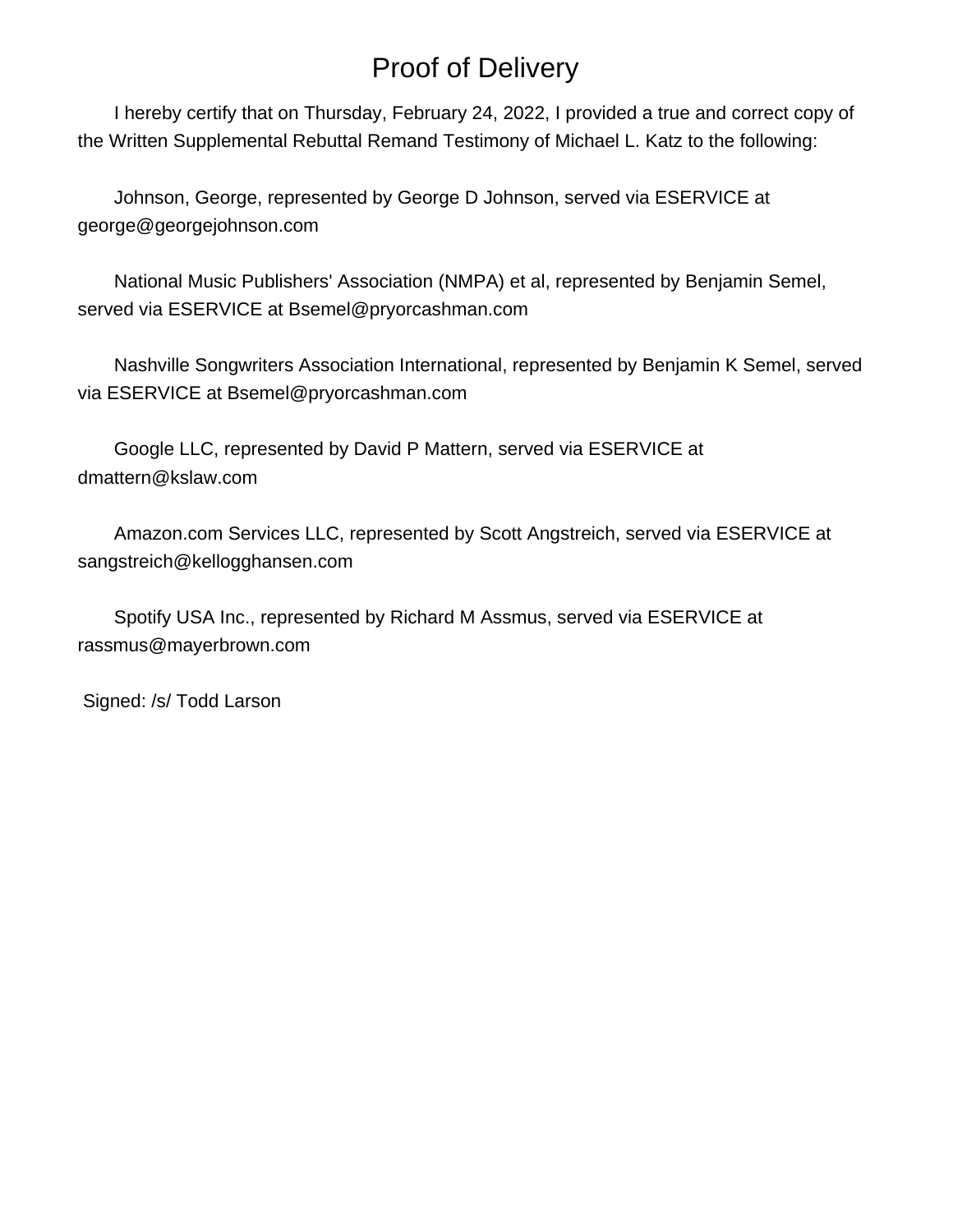# Proof of Delivery

I hereby certify that on Thursday, February 24, 2022, I provided a true and correct copy of the Written Supplemental Rebuttal Remand Testimony of Michael L. Katz to the following:

Johnson, George, represented by George D Johnson, served via ESERVICE at george@georgejohnson.com

National Music Publishers' Association (NMPA) et al, represented by Benjamin Semel, served via ESERVICE at Bsemel@pryorcashman.com

Nashville Songwriters Association International, represented by Benjamin K Semel, served via ESERVICE at Bsemel@pryorcashman.com

Google LLC, represented by David P Mattern, served via ESERVICE at dmattern@kslaw.com

Amazon.com Services LLC, represented by Scott Angstreich, served via ESERVICE at sangstreich@kellogghansen.com

Spotify USA Inc., represented by Richard M Assmus, served via ESERVICE at rassmus@mayerbrown.com

Signed: /s/ Todd Larson